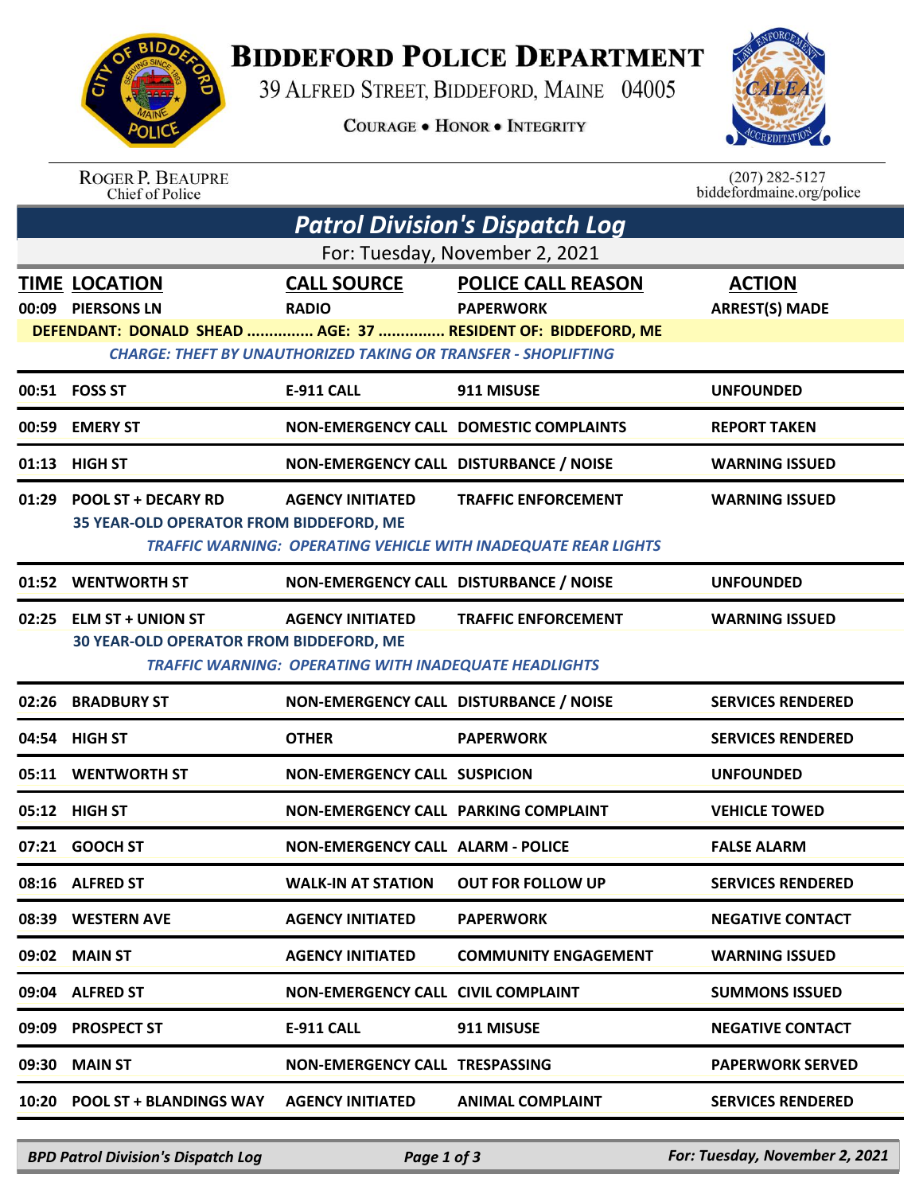# BIDDEFORD POLICE DEPARTMENT

39 ALFRED STREET, BIDDEFORD, MAINE 04005

COURAGE • HONOR • INTEGRITY

ROGER P. BEAUPRE
Chief of Police

(207) 282-5127
biddefordmaine.org/police

## *Patrol Division's Dispatch Log*

For: Tuesday, November 2, 2021

| TIME | LOCATION | CALL SOURCE | POLICE CALL REASON | ACTION |
|---|---|---|---|---|
| 00:09 | PIERSONS LN | RADIO | PAPERWORK | ARREST(S) MADE |
| | DEFENDANT: DONALD SHEAD ............... AGE: 37 ............... RESIDENT OF: BIDDEFORD, ME | | | |
| | *CHARGE: THEFT BY UNAUTHORIZED TAKING OR TRANSFER - SHOPLIFTING* | | | |
| 00:51 | FOSS ST | E-911 CALL | 911 MISUSE | UNFOUNDED |
| 00:59 | EMERY ST | NON-EMERGENCY CALL | DOMESTIC COMPLAINTS | REPORT TAKEN |
| 01:13 | HIGH ST | NON-EMERGENCY CALL | DISTURBANCE / NOISE | WARNING ISSUED |
| 01:29 | POOL ST + DECARY RD | AGENCY INITIATED | TRAFFIC ENFORCEMENT | WARNING ISSUED |
| | 35 YEAR-OLD OPERATOR FROM BIDDEFORD, ME | | | |
| | *TRAFFIC WARNING: OPERATING VEHICLE WITH INADEQUATE REAR LIGHTS* | | | |
| 01:52 | WENTWORTH ST | NON-EMERGENCY CALL | DISTURBANCE / NOISE | UNFOUNDED |
| 02:25 | ELM ST + UNION ST | AGENCY INITIATED | TRAFFIC ENFORCEMENT | WARNING ISSUED |
| | 30 YEAR-OLD OPERATOR FROM BIDDEFORD, ME | | | |
| | *TRAFFIC WARNING: OPERATING WITH INADEQUATE HEADLIGHTS* | | | |
| 02:26 | BRADBURY ST | NON-EMERGENCY CALL | DISTURBANCE / NOISE | SERVICES RENDERED |
| 04:54 | HIGH ST | OTHER | PAPERWORK | SERVICES RENDERED |
| 05:11 | WENTWORTH ST | NON-EMERGENCY CALL | SUSPICION | UNFOUNDED |
| 05:12 | HIGH ST | NON-EMERGENCY CALL | PARKING COMPLAINT | VEHICLE TOWED |
| 07:21 | GOOCH ST | NON-EMERGENCY CALL | ALARM - POLICE | FALSE ALARM |
| 08:16 | ALFRED ST | WALK-IN AT STATION | OUT FOR FOLLOW UP | SERVICES RENDERED |
| 08:39 | WESTERN AVE | AGENCY INITIATED | PAPERWORK | NEGATIVE CONTACT |
| 09:02 | MAIN ST | AGENCY INITIATED | COMMUNITY ENGAGEMENT | WARNING ISSUED |
| 09:04 | ALFRED ST | NON-EMERGENCY CALL | CIVIL COMPLAINT | SUMMONS ISSUED |
| 09:09 | PROSPECT ST | E-911 CALL | 911 MISUSE | NEGATIVE CONTACT |
| 09:30 | MAIN ST | NON-EMERGENCY CALL | TRESPASSING | PAPERWORK SERVED |
| 10:20 | POOL ST + BLANDINGS WAY | AGENCY INITIATED | ANIMAL COMPLAINT | SERVICES RENDERED |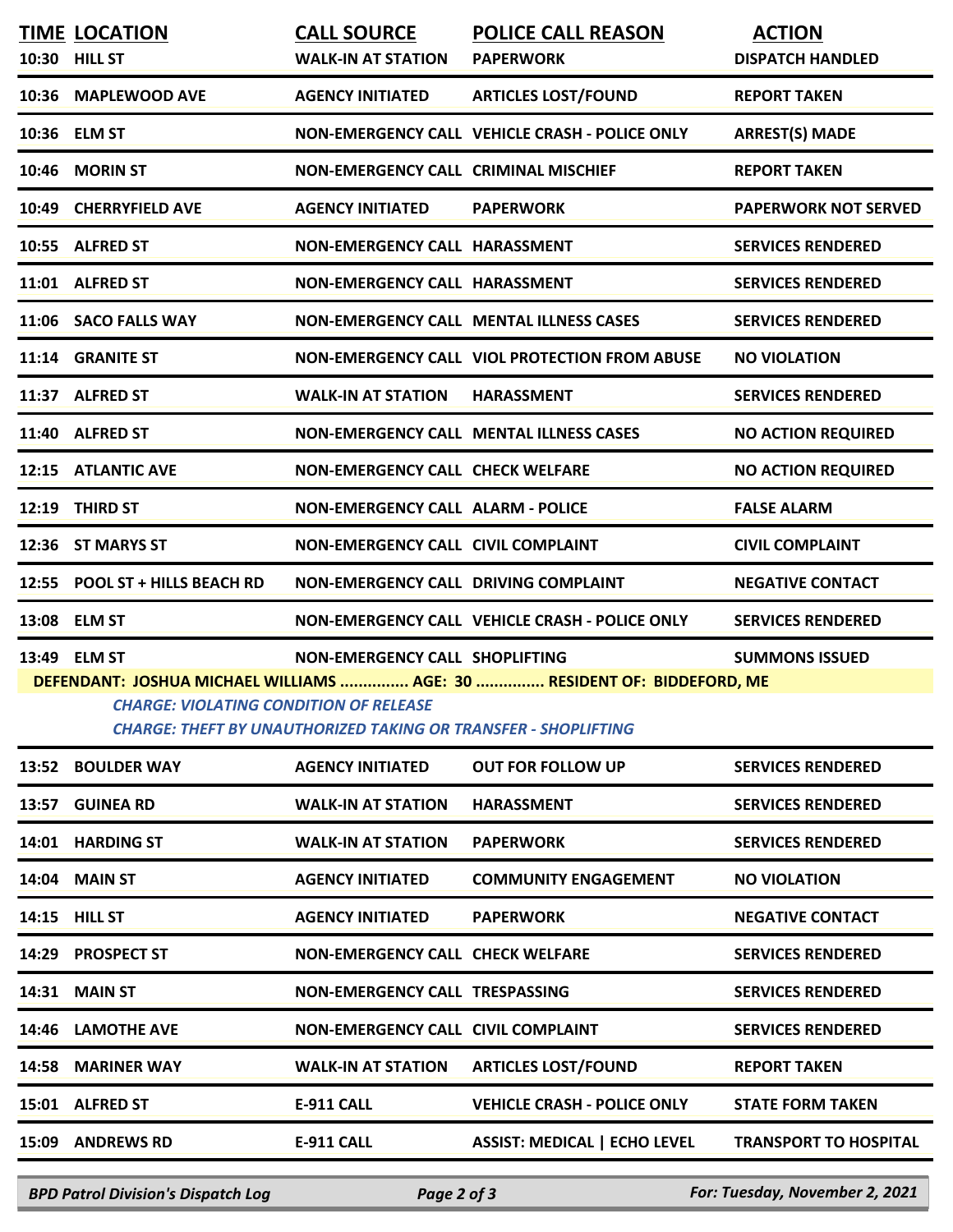| TIME | LOCATION | CALL SOURCE | POLICE CALL REASON | ACTION |
|---|---|---|---|---|
| 10:30 | HILL ST | WALK-IN AT STATION | PAPERWORK | DISPATCH HANDLED |
| 10:36 | MAPLEWOOD AVE | AGENCY INITIATED | ARTICLES LOST/FOUND | REPORT TAKEN |
| 10:36 | ELM ST | NON-EMERGENCY CALL | VEHICLE CRASH - POLICE ONLY | ARREST(S) MADE |
| 10:46 | MORIN ST | NON-EMERGENCY CALL | CRIMINAL MISCHIEF | REPORT TAKEN |
| 10:49 | CHERRYFIELD AVE | AGENCY INITIATED | PAPERWORK | PAPERWORK NOT SERVED |
| 10:55 | ALFRED ST | NON-EMERGENCY CALL | HARASSMENT | SERVICES RENDERED |
| 11:01 | ALFRED ST | NON-EMERGENCY CALL | HARASSMENT | SERVICES RENDERED |
| 11:06 | SACO FALLS WAY | NON-EMERGENCY CALL | MENTAL ILLNESS CASES | SERVICES RENDERED |
| 11:14 | GRANITE ST | NON-EMERGENCY CALL | VIOL PROTECTION FROM ABUSE | NO VIOLATION |
| 11:37 | ALFRED ST | WALK-IN AT STATION | HARASSMENT | SERVICES RENDERED |
| 11:40 | ALFRED ST | NON-EMERGENCY CALL | MENTAL ILLNESS CASES | NO ACTION REQUIRED |
| 12:15 | ATLANTIC AVE | NON-EMERGENCY CALL | CHECK WELFARE | NO ACTION REQUIRED |
| 12:19 | THIRD ST | NON-EMERGENCY CALL | ALARM - POLICE | FALSE ALARM |
| 12:36 | ST MARYS ST | NON-EMERGENCY CALL | CIVIL COMPLAINT | CIVIL COMPLAINT |
| 12:55 | POOL ST + HILLS BEACH RD | NON-EMERGENCY CALL | DRIVING COMPLAINT | NEGATIVE CONTACT |
| 13:08 | ELM ST | NON-EMERGENCY CALL | VEHICLE CRASH - POLICE ONLY | SERVICES RENDERED |
| 13:49 | ELM ST | NON-EMERGENCY CALL | SHOPLIFTING | SUMMONS ISSUED |

**DEFENDANT: JOSHUA MICHAEL WILLIAMS ............... AGE: 30 ............... RESIDENT OF: BIDDEFORD, ME**

*CHARGE: VIOLATING CONDITION OF RELEASE*

*CHARGE: THEFT BY UNAUTHORIZED TAKING OR TRANSFER - SHOPLIFTING*

| TIME | LOCATION | CALL SOURCE | POLICE CALL REASON | ACTION |
|---|---|---|---|---|
| 13:52 | BOULDER WAY | AGENCY INITIATED | OUT FOR FOLLOW UP | SERVICES RENDERED |
| 13:57 | GUINEA RD | WALK-IN AT STATION | HARASSMENT | SERVICES RENDERED |
| 14:01 | HARDING ST | WALK-IN AT STATION | PAPERWORK | SERVICES RENDERED |
| 14:04 | MAIN ST | AGENCY INITIATED | COMMUNITY ENGAGEMENT | NO VIOLATION |
| 14:15 | HILL ST | AGENCY INITIATED | PAPERWORK | NEGATIVE CONTACT |
| 14:29 | PROSPECT ST | NON-EMERGENCY CALL | CHECK WELFARE | SERVICES RENDERED |
| 14:31 | MAIN ST | NON-EMERGENCY CALL | TRESPASSING | SERVICES RENDERED |
| 14:46 | LAMOTHE AVE | NON-EMERGENCY CALL | CIVIL COMPLAINT | SERVICES RENDERED |
| 14:58 | MARINER WAY | WALK-IN AT STATION | ARTICLES LOST/FOUND | REPORT TAKEN |
| 15:01 | ALFRED ST | E-911 CALL | VEHICLE CRASH - POLICE ONLY | STATE FORM TAKEN |
| 15:09 | ANDREWS RD | E-911 CALL | ASSIST: MEDICAL \| ECHO LEVEL | TRANSPORT TO HOSPITAL |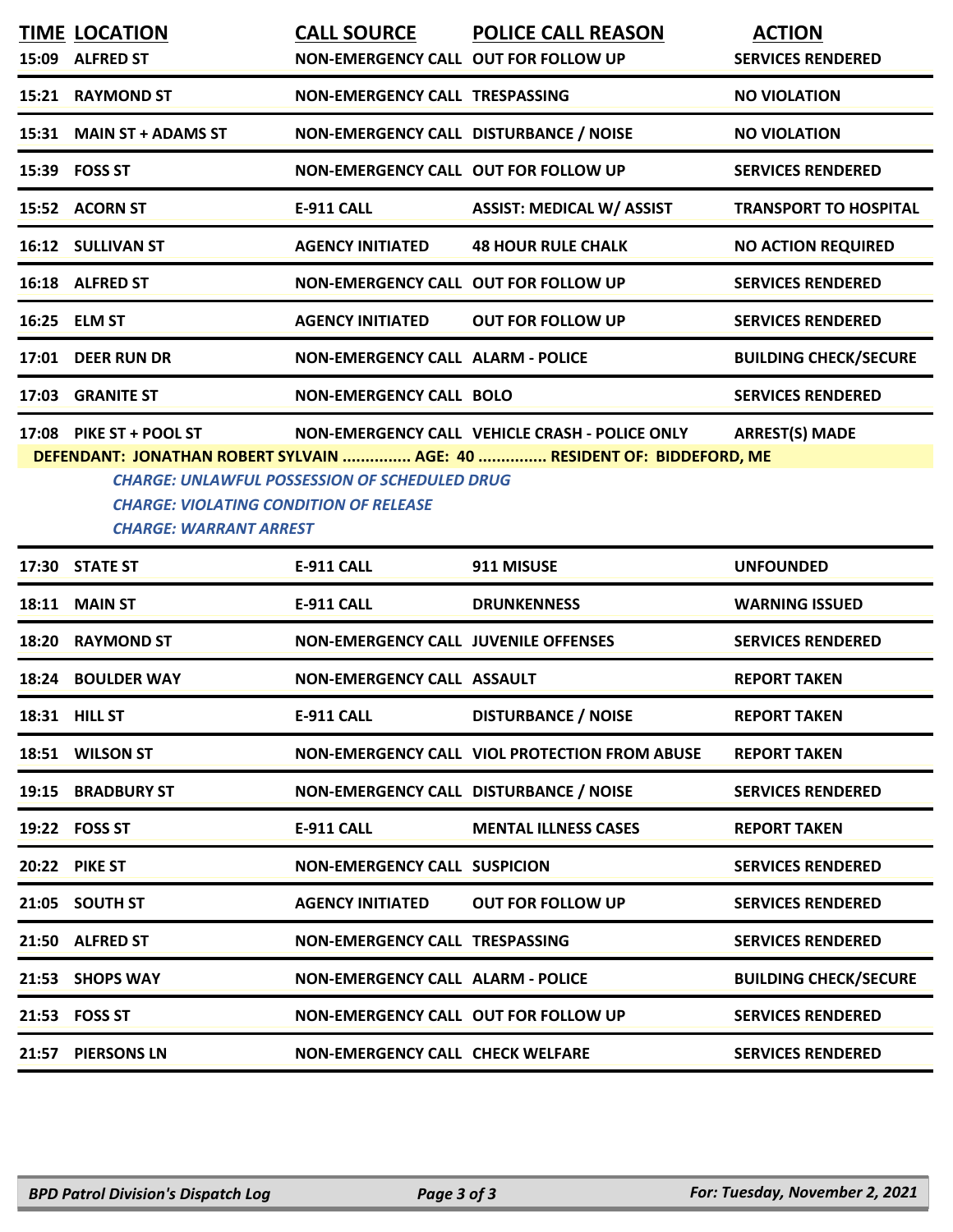| TIME | LOCATION | CALL SOURCE | POLICE CALL REASON | ACTION |
|---|---|---|---|---|
| 15:09 | ALFRED ST | NON-EMERGENCY CALL | OUT FOR FOLLOW UP | SERVICES RENDERED |
| 15:21 | RAYMOND ST | NON-EMERGENCY CALL | TRESPASSING | NO VIOLATION |
| 15:31 | MAIN ST + ADAMS ST | NON-EMERGENCY CALL | DISTURBANCE / NOISE | NO VIOLATION |
| 15:39 | FOSS ST | NON-EMERGENCY CALL | OUT FOR FOLLOW UP | SERVICES RENDERED |
| 15:52 | ACORN ST | E-911 CALL | ASSIST: MEDICAL W/ ASSIST | TRANSPORT TO HOSPITAL |
| 16:12 | SULLIVAN ST | AGENCY INITIATED | 48 HOUR RULE CHALK | NO ACTION REQUIRED |
| 16:18 | ALFRED ST | NON-EMERGENCY CALL | OUT FOR FOLLOW UP | SERVICES RENDERED |
| 16:25 | ELM ST | AGENCY INITIATED | OUT FOR FOLLOW UP | SERVICES RENDERED |
| 17:01 | DEER RUN DR | NON-EMERGENCY CALL | ALARM - POLICE | BUILDING CHECK/SECURE |
| 17:03 | GRANITE ST | NON-EMERGENCY CALL | BOLO | SERVICES RENDERED |
| 17:08 | PIKE ST + POOL ST | NON-EMERGENCY CALL | VEHICLE CRASH - POLICE ONLY | ARREST(S) MADE |

**DEFENDANT: JONATHAN ROBERT SYLVAIN ............... AGE: 40 ............... RESIDENT OF: BIDDEFORD, ME**

*CHARGE: UNLAWFUL POSSESSION OF SCHEDULED DRUG*
*CHARGE: VIOLATING CONDITION OF RELEASE*
*CHARGE: WARRANT ARREST*

| TIME | LOCATION | CALL SOURCE | POLICE CALL REASON | ACTION |
|---|---|---|---|---|
| 17:30 | STATE ST | E-911 CALL | 911 MISUSE | UNFOUNDED |
| 18:11 | MAIN ST | E-911 CALL | DRUNKENNESS | WARNING ISSUED |
| 18:20 | RAYMOND ST | NON-EMERGENCY CALL | JUVENILE OFFENSES | SERVICES RENDERED |
| 18:24 | BOULDER WAY | NON-EMERGENCY CALL | ASSAULT | REPORT TAKEN |
| 18:31 | HILL ST | E-911 CALL | DISTURBANCE / NOISE | REPORT TAKEN |
| 18:51 | WILSON ST | NON-EMERGENCY CALL | VIOL PROTECTION FROM ABUSE | REPORT TAKEN |
| 19:15 | BRADBURY ST | NON-EMERGENCY CALL | DISTURBANCE / NOISE | SERVICES RENDERED |
| 19:22 | FOSS ST | E-911 CALL | MENTAL ILLNESS CASES | REPORT TAKEN |
| 20:22 | PIKE ST | NON-EMERGENCY CALL | SUSPICION | SERVICES RENDERED |
| 21:05 | SOUTH ST | AGENCY INITIATED | OUT FOR FOLLOW UP | SERVICES RENDERED |
| 21:50 | ALFRED ST | NON-EMERGENCY CALL | TRESPASSING | SERVICES RENDERED |
| 21:53 | SHOPS WAY | NON-EMERGENCY CALL | ALARM - POLICE | BUILDING CHECK/SECURE |
| 21:53 | FOSS ST | NON-EMERGENCY CALL | OUT FOR FOLLOW UP | SERVICES RENDERED |
| 21:57 | PIERSONS LN | NON-EMERGENCY CALL | CHECK WELFARE | SERVICES RENDERED |